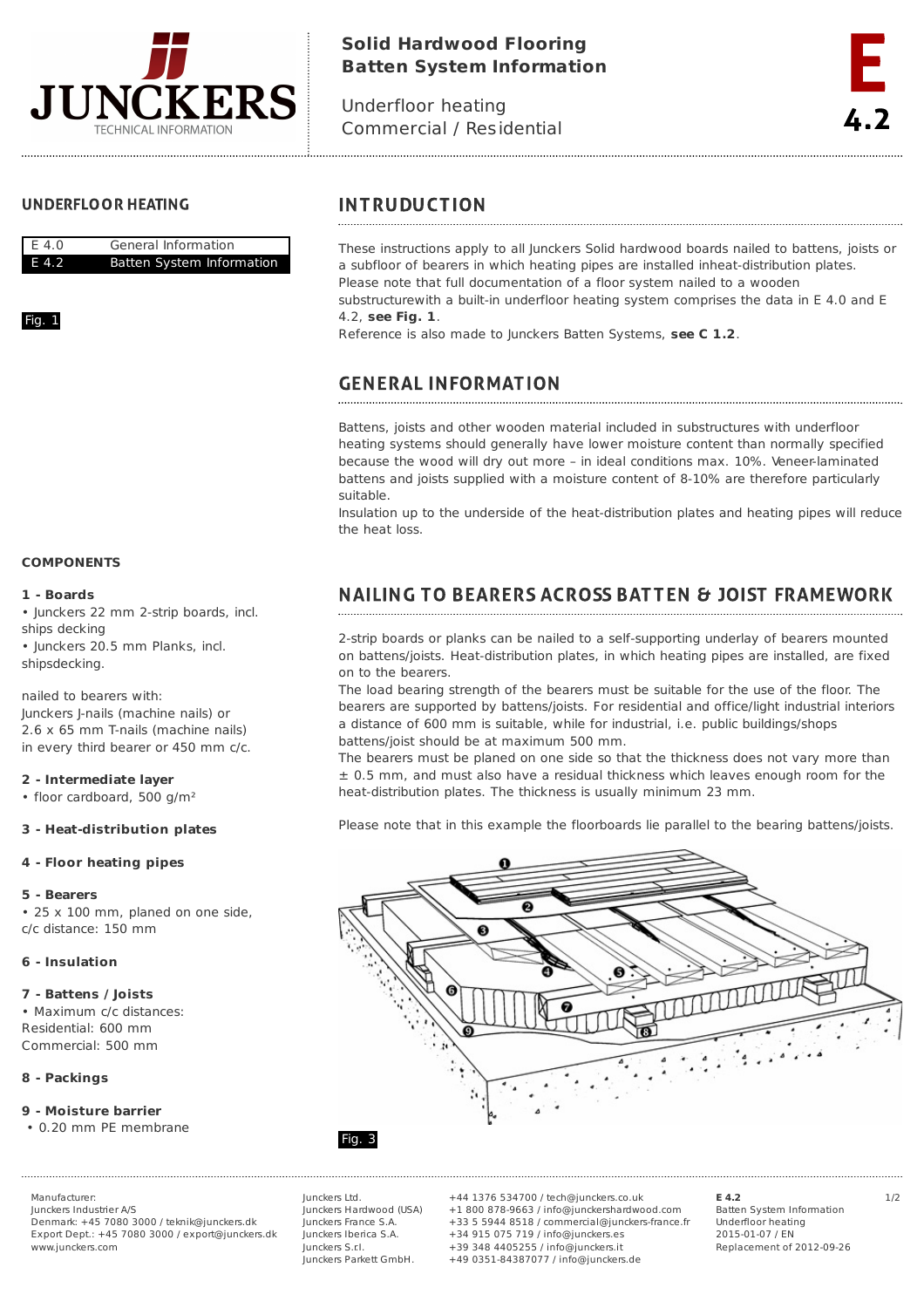# Solid Hardwood Flooring
# Batten System Information

Underfloor heating
Commercial / Residential

E 4.2

## UNDERFLOOR HEATING

| E 4.0 | General Information |
|---|---|
| E 4.2 | Batten System Information |

Fig. 1

## INTRUDUCTION

These instructions apply to all Junckers Solid hardwood boards nailed to battens, joists or a subfloor of bearers in which heating pipes are installed inheat-distribution plates. Please note that full documentation of a floor system nailed to a wooden substructurewith a built-in underfloor heating system comprises the data in E 4.0 and E 4.2, **see Fig. 1**.
Reference is also made to Junckers Batten Systems, **see C 1.2**.

## GENERAL INFORMATION

Battens, joists and other wooden material included in substructures with underfloor heating systems should generally have lower moisture content than normally specified because the wood will dry out more – in ideal conditions max. 10%. Veneer-laminated battens and joists supplied with a moisture content of 8-10% are therefore particularly suitable.
Insulation up to the underside of the heat-distribution plates and heating pipes will reduce the heat loss.

## NAILING TO BEARERS ACROSS BATTEN & JOIST FRAMEWORK

2-strip boards or planks can be nailed to a self-supporting underlay of bearers mounted on battens/joists. Heat-distribution plates, in which heating pipes are installed, are fixed on to the bearers.
The load bearing strength of the bearers must be suitable for the use of the floor. The bearers are supported by battens/joists. For residential and office/light industrial interiors a distance of 600 mm is suitable, while for industrial, i.e. public buildings/shops battens/joist should be at maximum 500 mm.
The bearers must be planed on one side so that the thickness does not vary more than ± 0.5 mm, and must also have a residual thickness which leaves enough room for the heat-distribution plates. The thickness is usually minimum 23 mm.

Please note that in this example the floorboards lie parallel to the bearing battens/joists.

### COMPONENTS

**1 - Boards**
- Junckers 22 mm 2-strip boards, incl. ships decking
- Junckers 20.5 mm Planks, incl. shipsdecking.

nailed to bearers with:
Junckers J-nails (machine nails) or
2.6 x 65 mm T-nails (machine nails)
in every third bearer or 450 mm c/c.

**2 - Intermediate layer**
- floor cardboard, 500 g/m²

**3 - Heat-distribution plates**

**4 - Floor heating pipes**

**5 - Bearers**
- 25 x 100 mm, planed on one side, c/c distance: 150 mm

**6 - Insulation**

**7 - Battens / Joists**
- Maximum c/c distances:
Residential: 600 mm
Commercial: 500 mm

**8 - Packings**

**9 - Moisture barrier**
- 0.20 mm PE membrane

Fig. 3

Manufacturer:
Junckers Industrier A/S
Denmark: +45 7080 3000 / teknik@junckers.dk
Export Dept.: +45 7080 3000 / export@junckers.dk
www.junckers.com

Junckers Ltd. +44 1376 534700 / tech@junckers.co.uk
Junckers Hardwood (USA) +1 800 878-9663 / info@junckershardwood.com
Junckers France S.A. +33 5 5944 8518 / commercial@junckers-france.fr
Junckers Iberica S.A. +34 915 075 719 / info@junckers.es
Junckers S.r.l. +39 348 4405255 / info@junckers.it
Junckers Parkett GmbH. +49 0351-84387077 / info@junckers.de

**E 4.2**
Batten System Information
Underfloor heating
2015-01-07 / EN
Replacement of 2012-09-26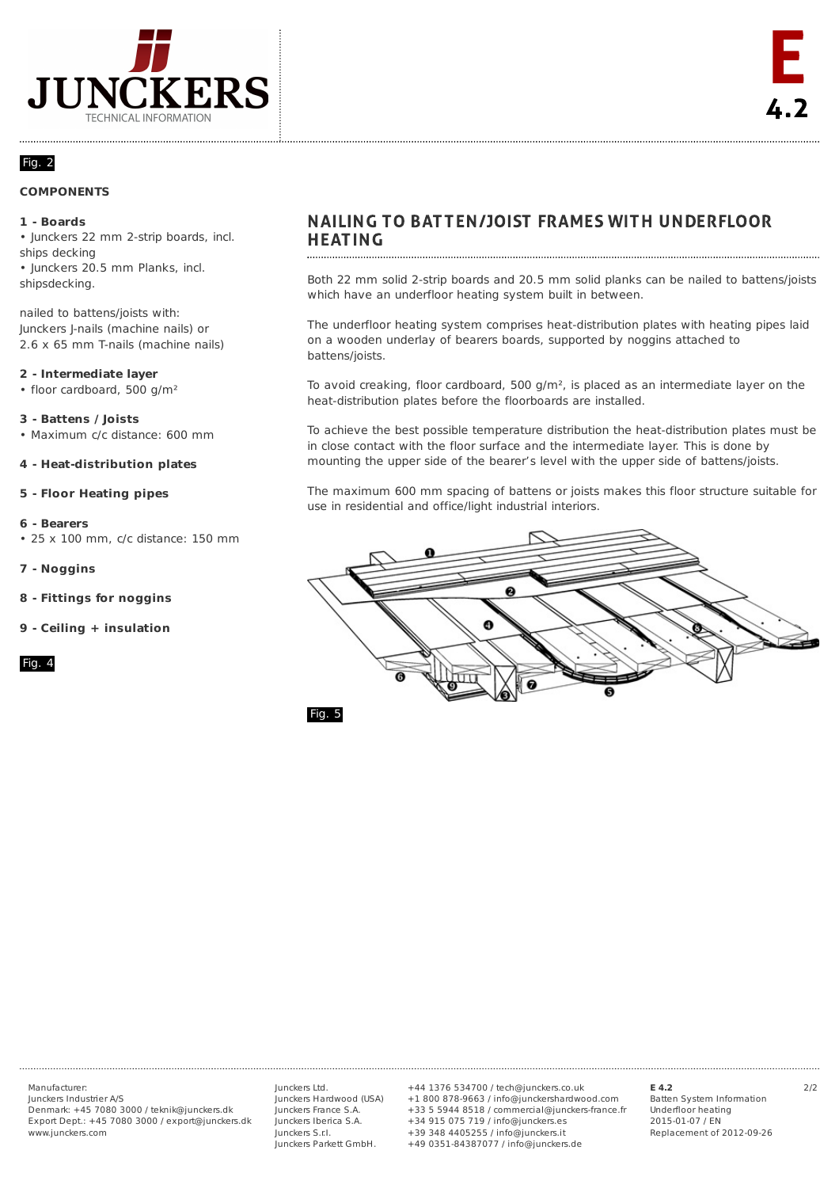Fig. 2

**COMPONENTS**

**1 - Boards**
- Junckers 22 mm 2-strip boards, incl. ships decking
- Junckers 20.5 mm Planks, incl. shipsdecking.

nailed to battens/joists with:
Junckers J-nails (machine nails) or
2.6 x 65 mm T-nails (machine nails)

**2 - Intermediate layer**
- floor cardboard, 500 g/m²

**3 - Battens / Joists**
- Maximum c/c distance: 600 mm

**4 - Heat-distribution plates**

**5 - Floor Heating pipes**

**6 - Bearers**
- 25 x 100 mm, c/c distance: 150 mm

**7 - Noggins**

**8 - Fittings for noggins**

**9 - Ceiling + insulation**

Fig. 4

## NAILING TO BATTEN/JOIST FRAMES WITH UNDERFLOOR HEATING

Both 22 mm solid 2-strip boards and 20.5 mm solid planks can be nailed to battens/joists which have an underfloor heating system built in between.

The underfloor heating system comprises heat-distribution plates with heating pipes laid on a wooden underlay of bearers boards, supported by noggins attached to battens/joists.

To avoid creaking, floor cardboard, 500 g/m², is placed as an intermediate layer on the heat-distribution plates before the floorboards are installed.

To achieve the best possible temperature distribution the heat-distribution plates must be in close contact with the floor surface and the intermediate layer. This is done by mounting the upper side of the bearer's level with the upper side of battens/joists.

The maximum 600 mm spacing of battens or joists makes this floor structure suitable for use in residential and office/light industrial interiors.

1
2
4
8
6
9
3
7
5

Fig. 5